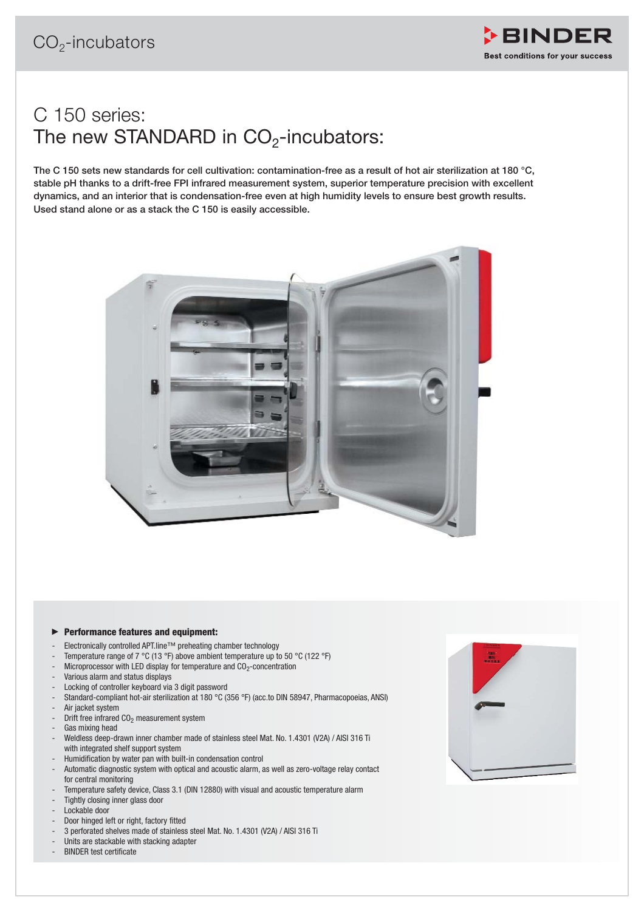# $CO_2$-incubators

BINDER
Best conditions for your success

## C 150 series:
## The new STANDARD in $CO_2$-incubators:

**The C 150 sets new standards for cell cultivation: contamination-free as a result of hot air sterilization at 180 °C, stable pH thanks to a drift-free FPI infrared measurement system, superior temperature precision with excellent dynamics, and an interior that is condensation-free even at high humidity levels to ensure best growth results. Used stand alone or as a stack the C 150 is easily accessible.**

### ► Performance features and equipment:

- Electronically controlled APT.line™ preheating chamber technology
- Temperature range of 7 °C (13 °F) above ambient temperature up to 50 °C (122 °F)
- Microprocessor with LED display for temperature and $CO_2$-concentration
- Various alarm and status displays
- Locking of controller keyboard via 3 digit password
- Standard-compliant hot-air sterilization at 180 °C (356 °F) (acc.to DIN 58947, Pharmacopoeias, ANSI)
- Air jacket system
- Drift free infrared $CO_2$ measurement system
- Gas mixing head
- Weldless deep-drawn inner chamber made of stainless steel Mat. No. 1.4301 (V2A) / AISI 316 Ti with integrated shelf support system
- Humidification by water pan with built-in condensation control
- Automatic diagnostic system with optical and acoustic alarm, as well as zero-voltage relay contact for central monitoring
- Temperature safety device, Class 3.1 (DIN 12880) with visual and acoustic temperature alarm
- Tightly closing inner glass door
- Lockable door
- Door hinged left or right, factory fitted
- 3 perforated shelves made of stainless steel Mat. No. 1.4301 (V2A) / AISI 316 Ti
- Units are stackable with stacking adapter
- BINDER test certificate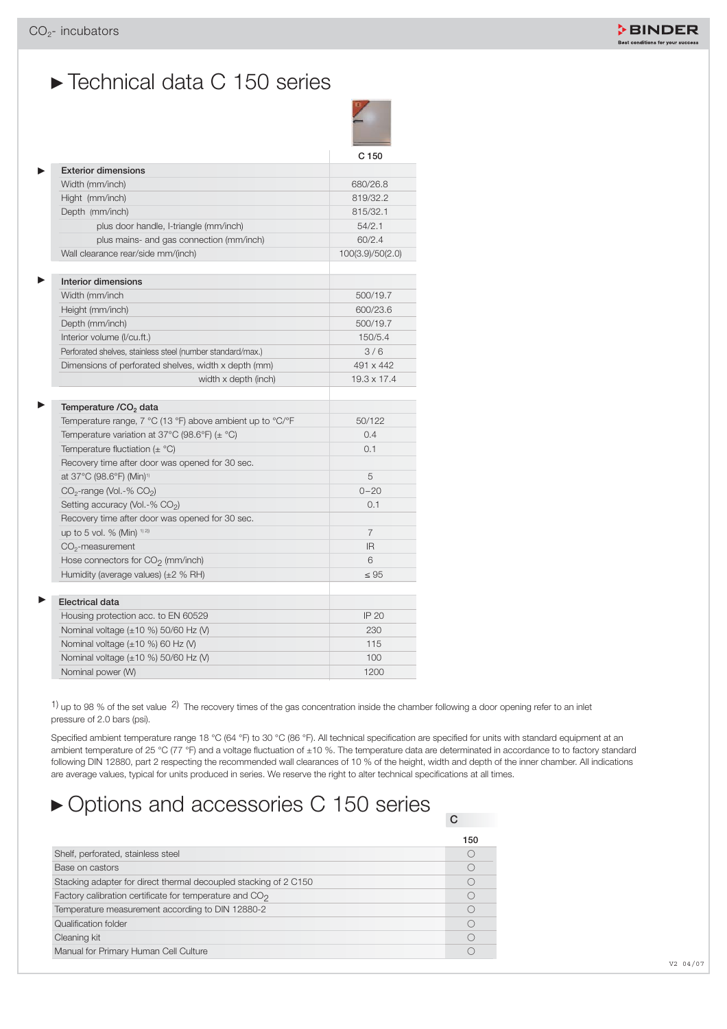# ▶ Technical data C 150 series

| | | C 150 |
|---|---|---|
| ▶ | **Exterior dimensions** | |
| | Width (mm/inch) | 680/26.8 |
| | Hight (mm/inch) | 819/32.2 |
| | Depth (mm/inch) | 815/32.1 |
| | plus door handle, I-triangle (mm/inch) | 54/2.1 |
| | plus mains- and gas connection (mm/inch) | 60/2.4 |
| | Wall clearance rear/side mm/(inch) | 100(3.9)/50(2.0) |
| ▶ | **Interior dimensions** | |
| | Width (mm/inch | 500/19.7 |
| | Height (mm/inch) | 600/23.6 |
| | Depth (mm/inch) | 500/19.7 |
| | Interior volume (l/cu.ft.) | 150/5.4 |
| | Perforated shelves, stainless steel (number standard/max.) | 3 / 6 |
| | Dimensions of perforated shelves, width x depth (mm) | 491 x 442 |
| | width x depth (inch) | 19.3 x 17.4 |
| ▶ | **Temperature /$CO_2$ data** | |
| | Temperature range, 7 °C (13 °F) above ambient up to °C/°F | 50/122 |
| | Temperature variation at 37°C (98.6°F) (± °C) | 0.4 |
| | Temperature fluctiation (± °C) | 0.1 |
| | Recovery time after door was opened for 30 sec. | |
| | at 37°C (98.6°F) (Min)[1] | 5 |
| | $CO_2$-range (Vol.-% $CO_2$) | 0–20 |
| | Setting accuracy (Vol.-% $CO_2$) | 0.1 |
| | Recovery time after door was opened for 30 sec. | |
| | up to 5 vol. % (Min) [1] [2] | 7 |
| | $CO_2$-measurement | IR |
| | Hose connectors for $CO_2$ (mm/inch) | 6 |
| | Humidity (average values) (±2 % RH) | ≤ 95 |
| ▶ | **Electrical data** | |
| | Housing protection acc. to EN 60529 | IP 20 |
| | Nominal voltage (±10 %) 50/60 Hz (V) | 230 |
| | Nominal voltage (±10 %) 60 Hz (V) | 115 |
| | Nominal voltage (±10 %) 50/60 Hz (V) | 100 |
| | Nominal power (W) | 1200 |

1) up to 98 % of the set value 2) The recovery times of the gas concentration inside the chamber following a door opening refer to an inlet pressure of 2.0 bars (psi).

Specified ambient temperature range 18 °C (64 °F) to 30 °C (86 °F). All technical specification are specified for units with standard equipment at an ambient temperature of 25 °C (77 °F) and a voltage fluctuation of ±10 %. The temperature data are determinated in accordance to to factory standard following DIN 12880, part 2 respecting the recommended wall clearances of 10 % of the height, width and depth of the inner chamber. All indications are average values, typical for units produced in series. We reserve the right to alter technical specifications at all times.

# ▶ Options and accessories C 150 series

| | C 150 |
|---|---|
| Shelf, perforated, stainless steel | ○ |
| Base on castors | ○ |
| Stacking adapter for direct thermal decoupled stacking of 2 C150 | ○ |
| Factory calibration certificate for temperature and $CO_2$ | ○ |
| Temperature measurement according to DIN 12880-2 | ○ |
| Qualification folder | ○ |
| Cleaning kit | ○ |
| Manual for Primary Human Cell Culture | ○ |

V2 04/07